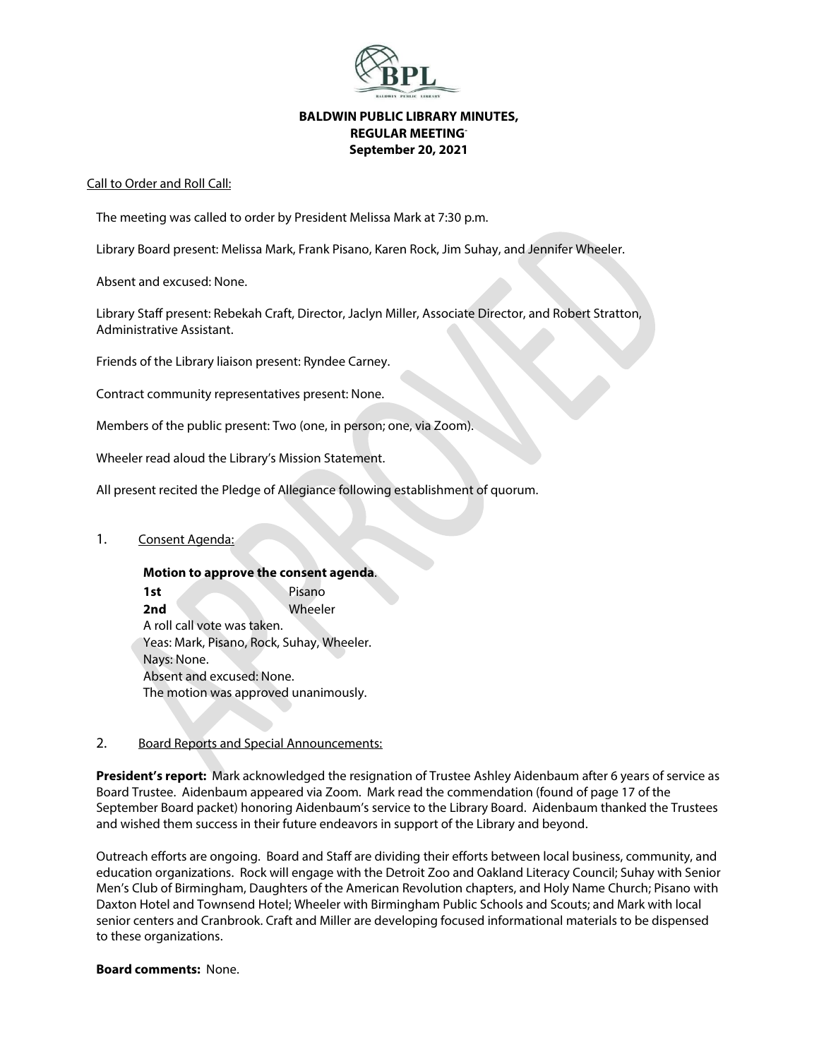# BALDWIN PUBLIC LIBRARY MINUTES, REGULAR MEETING September 20, 2021

Call to Order and Roll Call:

The meeting was called to order by President Melissa Mark at 7:30 p.m.

Library Board present: Melissa Mark, Frank Pisano, Karen Rock, Jim Suhay, and Jennifer Wheeler.

Absent and excused: None.

Library Staff present: Rebekah Craft, Director, Jaclyn Miller, Associate Director, and Robert Stratton, Administrative Assistant.

Friends of the Library liaison present: Ryndee Carney.

Contract community representatives present: None.

Members of the public present: Two (one, in person; one, via Zoom).

Wheeler read aloud the Library's Mission Statement.

All present recited the Pledge of Allegiance following establishment of quorum.

1. Consent Agenda:

**Motion to approve the consent agenda**.
**1st** Pisano
**2nd** Wheeler
A roll call vote was taken.
Yeas: Mark, Pisano, Rock, Suhay, Wheeler.
Nays: None.
Absent and excused: None.
The motion was approved unanimously.

2. Board Reports and Special Announcements:

**President's report:** Mark acknowledged the resignation of Trustee Ashley Aidenbaum after 6 years of service as Board Trustee. Aidenbaum appeared via Zoom. Mark read the commendation (found of page 17 of the September Board packet) honoring Aidenbaum's service to the Library Board. Aidenbaum thanked the Trustees and wished them success in their future endeavors in support of the Library and beyond.

Outreach efforts are ongoing. Board and Staff are dividing their efforts between local business, community, and education organizations. Rock will engage with the Detroit Zoo and Oakland Literacy Council; Suhay with Senior Men's Club of Birmingham, Daughters of the American Revolution chapters, and Holy Name Church; Pisano with Daxton Hotel and Townsend Hotel; Wheeler with Birmingham Public Schools and Scouts; and Mark with local senior centers and Cranbrook. Craft and Miller are developing focused informational materials to be dispensed to these organizations.

**Board comments:** None.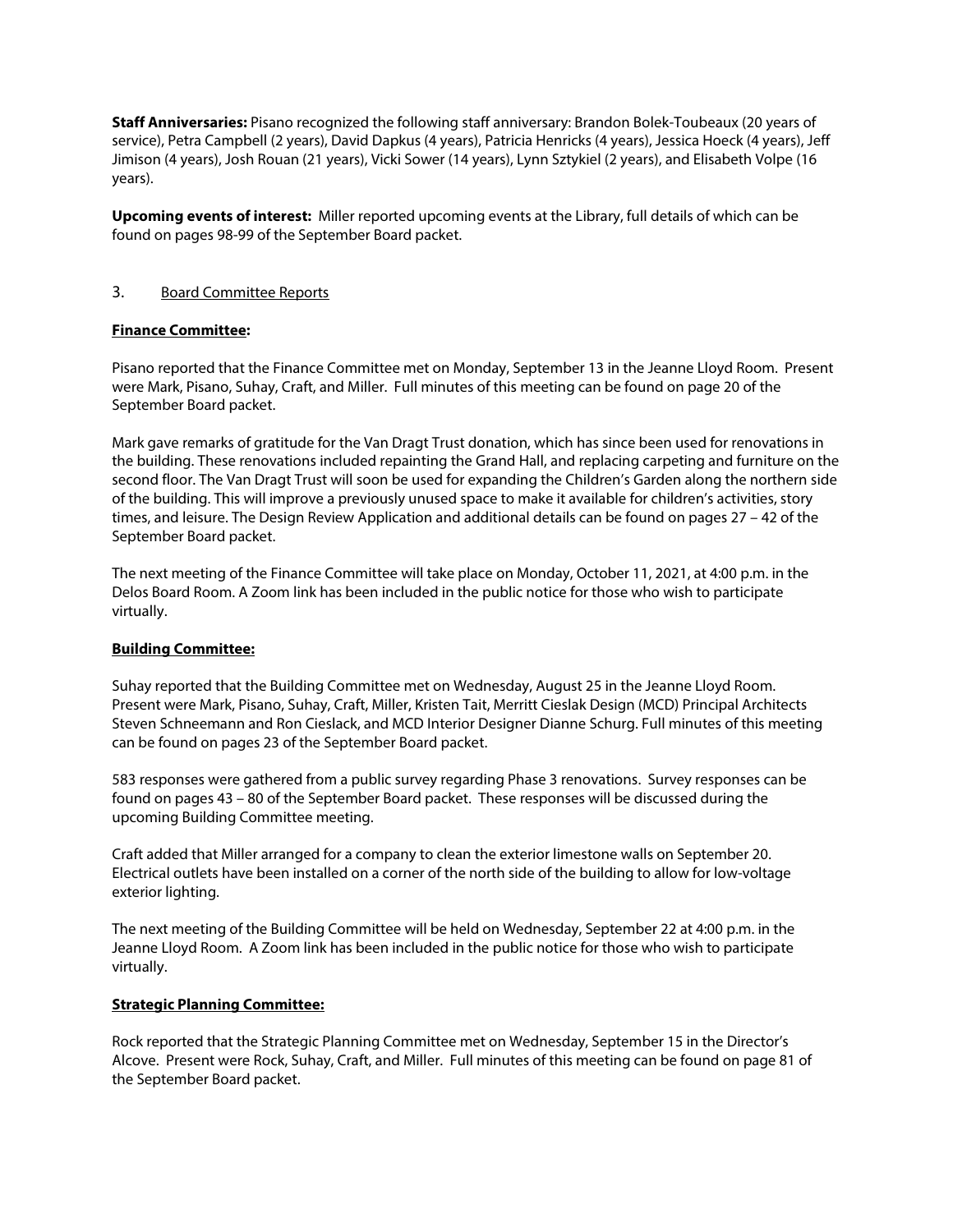**Staff Anniversaries:** Pisano recognized the following staff anniversary: Brandon Bolek-Toubeaux (20 years of service), Petra Campbell (2 years), David Dapkus (4 years), Patricia Henricks (4 years), Jessica Hoeck (4 years), Jeff Jimison (4 years), Josh Rouan (21 years), Vicki Sower (14 years), Lynn Sztykiel (2 years), and Elisabeth Volpe (16 years).

**Upcoming events of interest:** Miller reported upcoming events at the Library, full details of which can be found on pages 98-99 of the September Board packet.

3. <u>Board Committee Reports</u>

**<u>Finance Committee</u>:**

Pisano reported that the Finance Committee met on Monday, September 13 in the Jeanne Lloyd Room. Present were Mark, Pisano, Suhay, Craft, and Miller. Full minutes of this meeting can be found on page 20 of the September Board packet.

Mark gave remarks of gratitude for the Van Dragt Trust donation, which has since been used for renovations in the building. These renovations included repainting the Grand Hall, and replacing carpeting and furniture on the second floor. The Van Dragt Trust will soon be used for expanding the Children's Garden along the northern side of the building. This will improve a previously unused space to make it available for children's activities, story times, and leisure. The Design Review Application and additional details can be found on pages 27 – 42 of the September Board packet.

The next meeting of the Finance Committee will take place on Monday, October 11, 2021, at 4:00 p.m. in the Delos Board Room. A Zoom link has been included in the public notice for those who wish to participate virtually.

**<u>Building Committee:</u>**

Suhay reported that the Building Committee met on Wednesday, August 25 in the Jeanne Lloyd Room. Present were Mark, Pisano, Suhay, Craft, Miller, Kristen Tait, Merritt Cieslak Design (MCD) Principal Architects Steven Schneemann and Ron Cieslack, and MCD Interior Designer Dianne Schurg. Full minutes of this meeting can be found on pages 23 of the September Board packet.

583 responses were gathered from a public survey regarding Phase 3 renovations. Survey responses can be found on pages 43 – 80 of the September Board packet. These responses will be discussed during the upcoming Building Committee meeting.

Craft added that Miller arranged for a company to clean the exterior limestone walls on September 20. Electrical outlets have been installed on a corner of the north side of the building to allow for low-voltage exterior lighting.

The next meeting of the Building Committee will be held on Wednesday, September 22 at 4:00 p.m. in the Jeanne Lloyd Room. A Zoom link has been included in the public notice for those who wish to participate virtually.

**<u>Strategic Planning Committee:</u>**

Rock reported that the Strategic Planning Committee met on Wednesday, September 15 in the Director's Alcove. Present were Rock, Suhay, Craft, and Miller. Full minutes of this meeting can be found on page 81 of the September Board packet.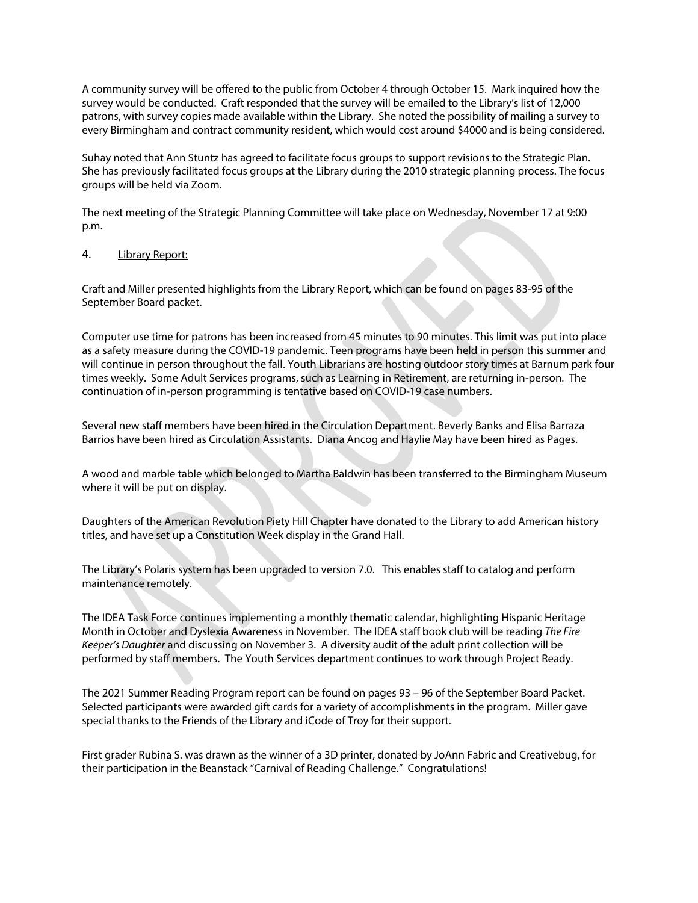A community survey will be offered to the public from October 4 through October 15. Mark inquired how the survey would be conducted. Craft responded that the survey will be emailed to the Library's list of 12,000 patrons, with survey copies made available within the Library. She noted the possibility of mailing a survey to every Birmingham and contract community resident, which would cost around $4000 and is being considered.

Suhay noted that Ann Stuntz has agreed to facilitate focus groups to support revisions to the Strategic Plan. She has previously facilitated focus groups at the Library during the 2010 strategic planning process. The focus groups will be held via Zoom.

The next meeting of the Strategic Planning Committee will take place on Wednesday, November 17 at 9:00 p.m.

4. Library Report:

Craft and Miller presented highlights from the Library Report, which can be found on pages 83-95 of the September Board packet.

Computer use time for patrons has been increased from 45 minutes to 90 minutes. This limit was put into place as a safety measure during the COVID-19 pandemic. Teen programs have been held in person this summer and will continue in person throughout the fall. Youth Librarians are hosting outdoor story times at Barnum park four times weekly. Some Adult Services programs, such as Learning in Retirement, are returning in-person. The continuation of in-person programming is tentative based on COVID-19 case numbers.

Several new staff members have been hired in the Circulation Department. Beverly Banks and Elisa Barraza Barrios have been hired as Circulation Assistants. Diana Ancog and Haylie May have been hired as Pages.

A wood and marble table which belonged to Martha Baldwin has been transferred to the Birmingham Museum where it will be put on display.

Daughters of the American Revolution Piety Hill Chapter have donated to the Library to add American history titles, and have set up a Constitution Week display in the Grand Hall.

The Library's Polaris system has been upgraded to version 7.0. This enables staff to catalog and perform maintenance remotely.

The IDEA Task Force continues implementing a monthly thematic calendar, highlighting Hispanic Heritage Month in October and Dyslexia Awareness in November. The IDEA staff book club will be reading *The Fire Keeper's Daughter* and discussing on November 3. A diversity audit of the adult print collection will be performed by staff members. The Youth Services department continues to work through Project Ready.

The 2021 Summer Reading Program report can be found on pages 93 – 96 of the September Board Packet. Selected participants were awarded gift cards for a variety of accomplishments in the program. Miller gave special thanks to the Friends of the Library and iCode of Troy for their support.

First grader Rubina S. was drawn as the winner of a 3D printer, donated by JoAnn Fabric and Creativebug, for their participation in the Beanstack "Carnival of Reading Challenge." Congratulations!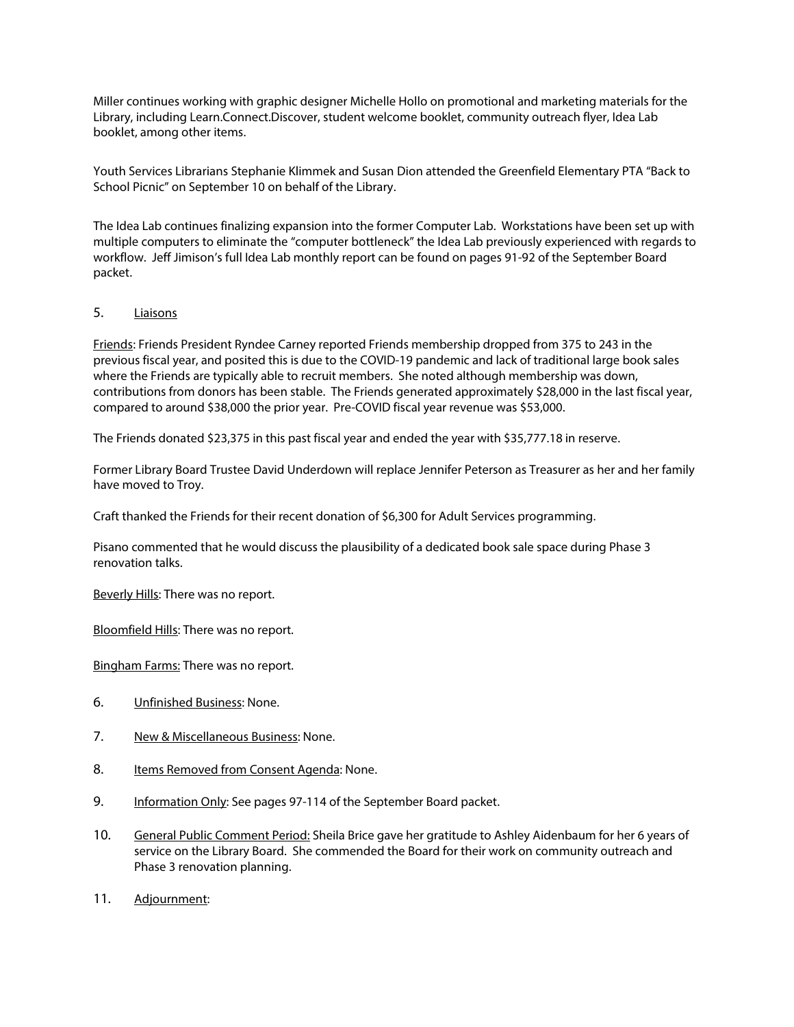Miller continues working with graphic designer Michelle Hollo on promotional and marketing materials for the Library, including Learn.Connect.Discover, student welcome booklet, community outreach flyer, Idea Lab booklet, among other items.

Youth Services Librarians Stephanie Klimmek and Susan Dion attended the Greenfield Elementary PTA "Back to School Picnic" on September 10 on behalf of the Library.

The Idea Lab continues finalizing expansion into the former Computer Lab. Workstations have been set up with multiple computers to eliminate the "computer bottleneck" the Idea Lab previously experienced with regards to workflow. Jeff Jimison's full Idea Lab monthly report can be found on pages 91-92 of the September Board packet.

5. Liaisons

Friends: Friends President Ryndee Carney reported Friends membership dropped from 375 to 243 in the previous fiscal year, and posited this is due to the COVID-19 pandemic and lack of traditional large book sales where the Friends are typically able to recruit members. She noted although membership was down, contributions from donors has been stable. The Friends generated approximately $28,000 in the last fiscal year, compared to around $38,000 the prior year. Pre-COVID fiscal year revenue was $53,000.

The Friends donated $23,375 in this past fiscal year and ended the year with $35,777.18 in reserve.

Former Library Board Trustee David Underdown will replace Jennifer Peterson as Treasurer as her and her family have moved to Troy.

Craft thanked the Friends for their recent donation of $6,300 for Adult Services programming.

Pisano commented that he would discuss the plausibility of a dedicated book sale space during Phase 3 renovation talks.

Beverly Hills: There was no report.

Bloomfield Hills: There was no report.

Bingham Farms: There was no report.

6. Unfinished Business: None.

7. New & Miscellaneous Business: None.

8. Items Removed from Consent Agenda: None.

9. Information Only: See pages 97-114 of the September Board packet.

10. General Public Comment Period: Sheila Brice gave her gratitude to Ashley Aidenbaum for her 6 years of service on the Library Board. She commended the Board for their work on community outreach and Phase 3 renovation planning.

11. Adjournment: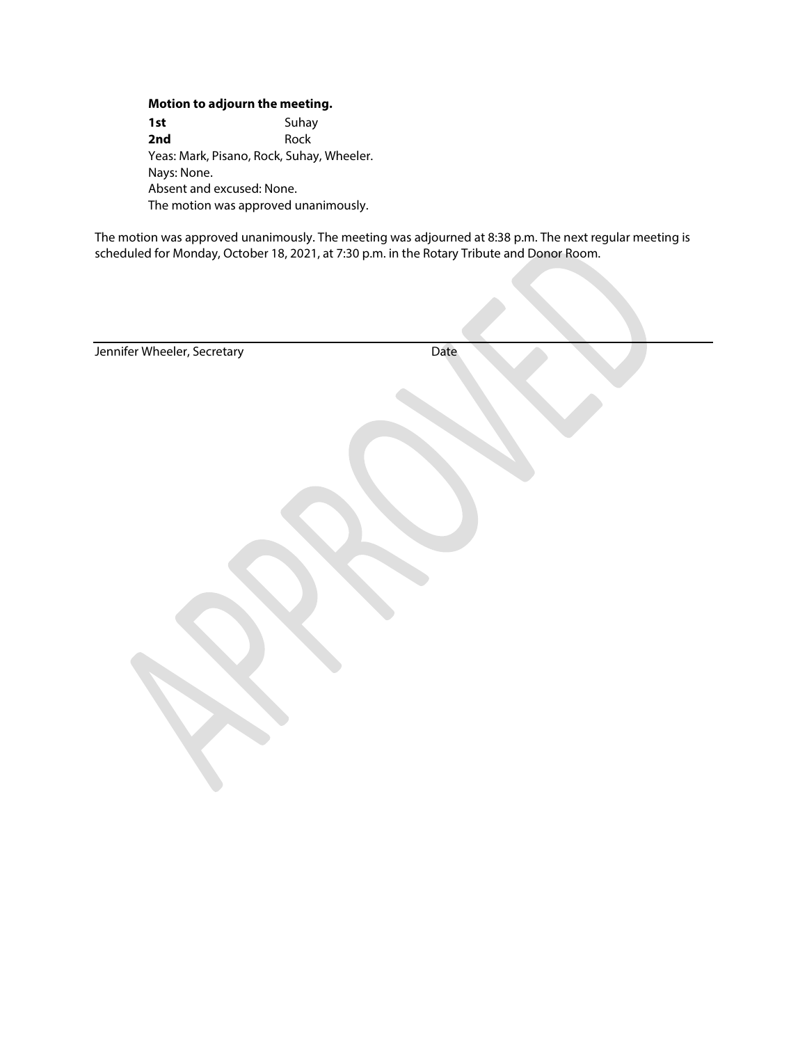**Motion to adjourn the meeting.**

**1st** Suhay
**2nd** Rock
Yeas: Mark, Pisano, Rock, Suhay, Wheeler.
Nays: None.
Absent and excused: None.
The motion was approved unanimously.

The motion was approved unanimously. The meeting was adjourned at 8:38 p.m. The next regular meeting is scheduled for Monday, October 18, 2021, at 7:30 p.m. in the Rotary Tribute and Donor Room.

Jennifer Wheeler, Secretary Date

APPROVED